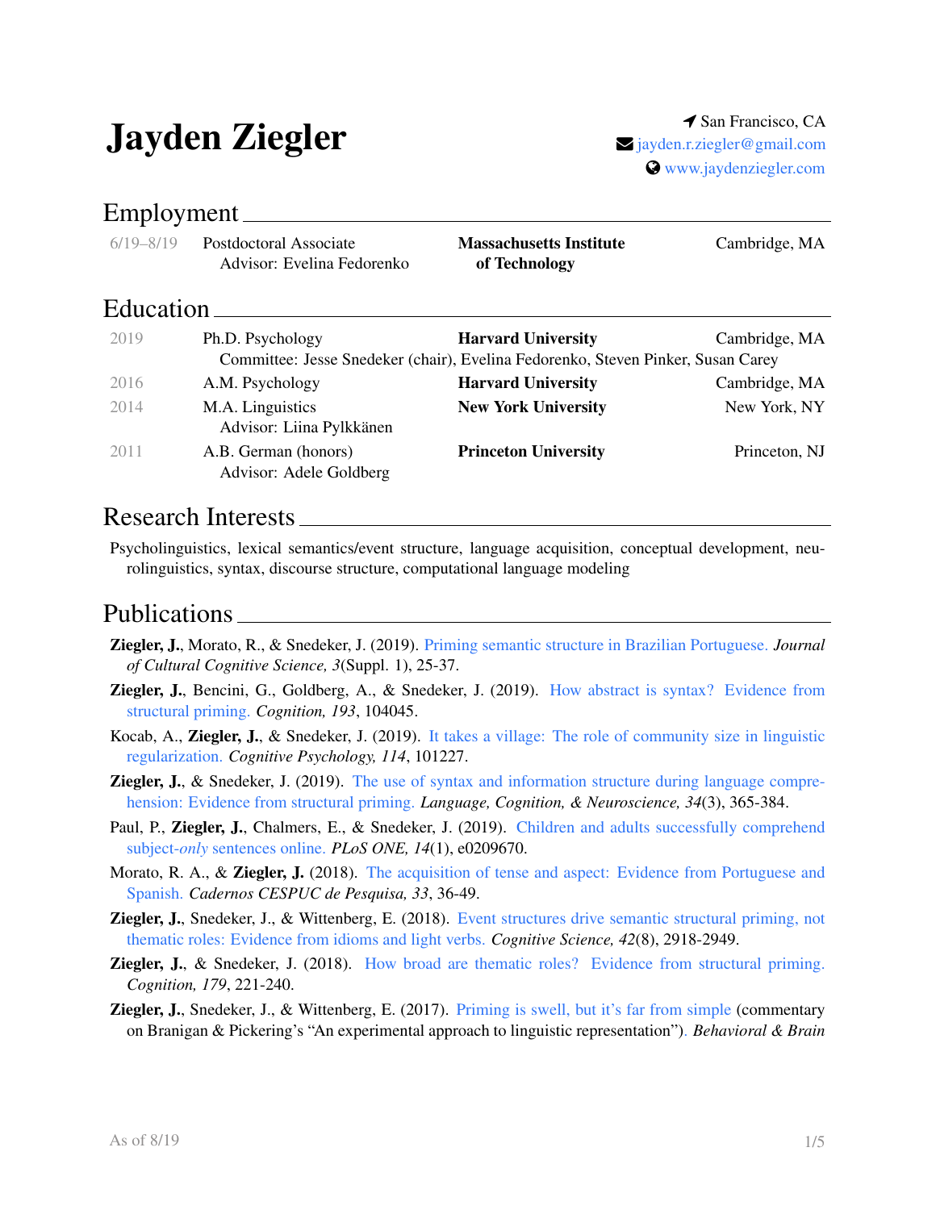# Jayden Ziegler

San Francisco, CA
jayden.r.ziegler@gmail.com
www.jaydenziegler.com

## Employment

| | | | |
|---|---|---|---|
| 6/19–8/19 | Postdoctoral Associate<br>Advisor: Evelina Fedorenko | **Massachusetts Institute of Technology** | Cambridge, MA |

## Education

| | | | |
|---|---|---|---|
| 2019 | Ph.D. Psychology<br>Committee: Jesse Snedeker (chair), Evelina Fedorenko, Steven Pinker, Susan Carey | **Harvard University** | Cambridge, MA |
| 2016 | A.M. Psychology | **Harvard University** | Cambridge, MA |
| 2014 | M.A. Linguistics<br>Advisor: Liina Pylkkänen | **New York University** | New York, NY |
| 2011 | A.B. German (honors)<br>Advisor: Adele Goldberg | **Princeton University** | Princeton, NJ |

## Research Interests

Psycholinguistics, lexical semantics/event structure, language acquisition, conceptual development, neurolinguistics, syntax, discourse structure, computational language modeling

## Publications

**Ziegler, J.**, Morato, R., & Snedeker, J. (2019). Priming semantic structure in Brazilian Portuguese. *Journal of Cultural Cognitive Science, 3*(Suppl. 1), 25-37.

**Ziegler, J.**, Bencini, G., Goldberg, A., & Snedeker, J. (2019). How abstract is syntax? Evidence from structural priming. *Cognition, 193*, 104045.

Kocab, A., **Ziegler, J.**, & Snedeker, J. (2019). It takes a village: The role of community size in linguistic regularization. *Cognitive Psychology, 114*, 101227.

**Ziegler, J.**, & Snedeker, J. (2019). The use of syntax and information structure during language comprehension: Evidence from structural priming. *Language, Cognition, & Neuroscience, 34*(3), 365-384.

Paul, P., **Ziegler, J.**, Chalmers, E., & Snedeker, J. (2019). Children and adults successfully comprehend subject-*only* sentences online. *PLoS ONE, 14*(1), e0209670.

Morato, R. A., & **Ziegler, J.** (2018). The acquisition of tense and aspect: Evidence from Portuguese and Spanish. *Cadernos CESPUC de Pesquisa, 33*, 36-49.

**Ziegler, J.**, Snedeker, J., & Wittenberg, E. (2018). Event structures drive semantic structural priming, not thematic roles: Evidence from idioms and light verbs. *Cognitive Science, 42*(8), 2918-2949.

**Ziegler, J.**, & Snedeker, J. (2018). How broad are thematic roles? Evidence from structural priming. *Cognition, 179*, 221-240.

**Ziegler, J.**, Snedeker, J., & Wittenberg, E. (2017). Priming is swell, but it's far from simple (commentary on Branigan & Pickering's "An experimental approach to linguistic representation"). *Behavioral & Brain*

As of 8/19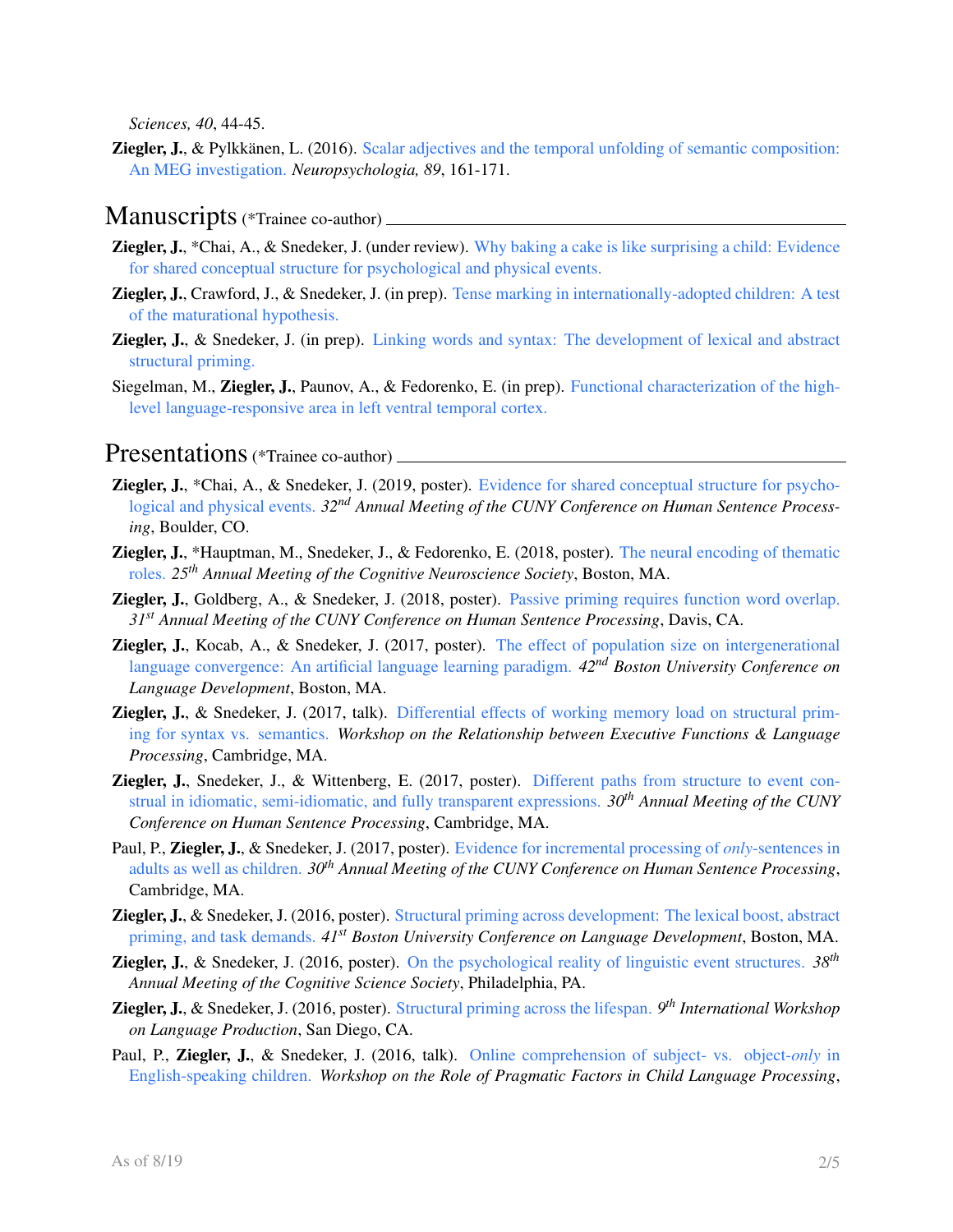*Sciences, 40*, 44-45.

**Ziegler, J.**, & Pylkkänen, L. (2016). Scalar adjectives and the temporal unfolding of semantic composition: An MEG investigation. *Neuropsychologia, 89*, 161-171.

## Manuscripts (*Trainee co-author)

**Ziegler, J.**, *Chai, A., & Snedeker, J. (under review). Why baking a cake is like surprising a child: Evidence for shared conceptual structure for psychological and physical events.

**Ziegler, J.**, Crawford, J., & Snedeker, J. (in prep). Tense marking in internationally-adopted children: A test of the maturational hypothesis.

**Ziegler, J.**, & Snedeker, J. (in prep). Linking words and syntax: The development of lexical and abstract structural priming.

Siegelman, M., **Ziegler, J.**, Paunov, A., & Fedorenko, E. (in prep). Functional characterization of the high-level language-responsive area in left ventral temporal cortex.

## Presentations (*Trainee co-author)

**Ziegler, J.**, *Chai, A., & Snedeker, J. (2019, poster). Evidence for shared conceptual structure for psychological and physical events. *32nd Annual Meeting of the CUNY Conference on Human Sentence Processing*, Boulder, CO.

**Ziegler, J.**, *Hauptman, M., Snedeker, J., & Fedorenko, E. (2018, poster). The neural encoding of thematic roles. *25th Annual Meeting of the Cognitive Neuroscience Society*, Boston, MA.

**Ziegler, J.**, Goldberg, A., & Snedeker, J. (2018, poster). Passive priming requires function word overlap. *31st Annual Meeting of the CUNY Conference on Human Sentence Processing*, Davis, CA.

**Ziegler, J.**, Kocab, A., & Snedeker, J. (2017, poster). The effect of population size on intergenerational language convergence: An artificial language learning paradigm. *42nd Boston University Conference on Language Development*, Boston, MA.

**Ziegler, J.**, & Snedeker, J. (2017, talk). Differential effects of working memory load on structural priming for syntax vs. semantics. *Workshop on the Relationship between Executive Functions & Language Processing*, Cambridge, MA.

**Ziegler, J.**, Snedeker, J., & Wittenberg, E. (2017, poster). Different paths from structure to event construal in idiomatic, semi-idiomatic, and fully transparent expressions. *30th Annual Meeting of the CUNY Conference on Human Sentence Processing*, Cambridge, MA.

Paul, P., **Ziegler, J.**, & Snedeker, J. (2017, poster). Evidence for incremental processing of *only*-sentences in adults as well as children. *30th Annual Meeting of the CUNY Conference on Human Sentence Processing*, Cambridge, MA.

**Ziegler, J.**, & Snedeker, J. (2016, poster). Structural priming across development: The lexical boost, abstract priming, and task demands. *41st Boston University Conference on Language Development*, Boston, MA.

**Ziegler, J.**, & Snedeker, J. (2016, poster). On the psychological reality of linguistic event structures. *38th Annual Meeting of the Cognitive Science Society*, Philadelphia, PA.

**Ziegler, J.**, & Snedeker, J. (2016, poster). Structural priming across the lifespan. *9th International Workshop on Language Production*, San Diego, CA.

Paul, P., **Ziegler, J.**, & Snedeker, J. (2016, talk). Online comprehension of subject- vs. object-*only* in English-speaking children. *Workshop on the Role of Pragmatic Factors in Child Language Processing*,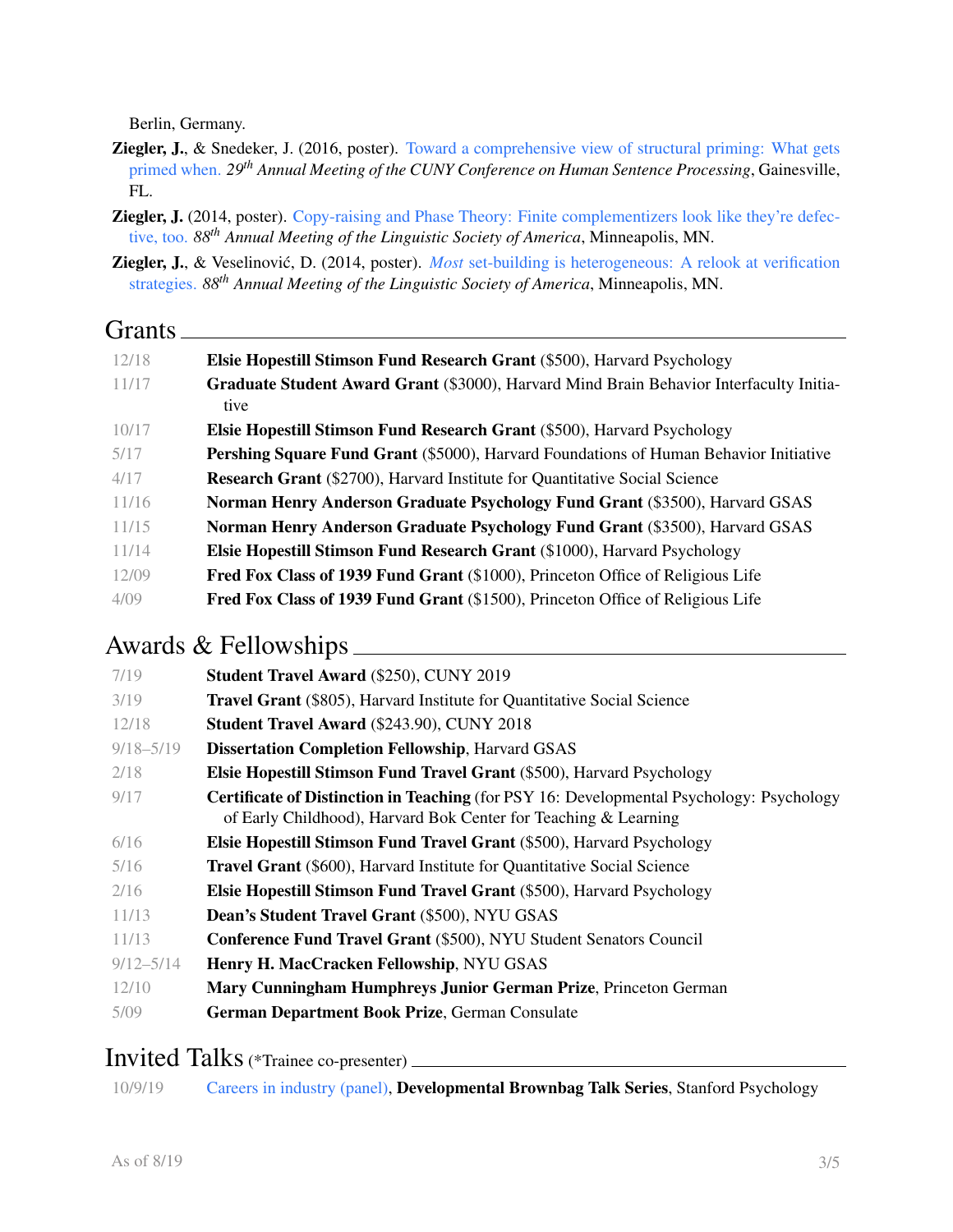Berlin, Germany.

**Ziegler, J.**, & Snedeker, J. (2016, poster). Toward a comprehensive view of structural priming: What gets primed when. 29th *Annual Meeting of the CUNY Conference on Human Sentence Processing*, Gainesville, FL.

**Ziegler, J.** (2014, poster). Copy-raising and Phase Theory: Finite complementizers look like they're defective, too. 88th *Annual Meeting of the Linguistic Society of America*, Minneapolis, MN.

**Ziegler, J.**, & Veselinović, D. (2014, poster). *Most* set-building is heterogeneous: A relook at verification strategies. 88th *Annual Meeting of the Linguistic Society of America*, Minneapolis, MN.

## Grants

| | |
|---|---|
| 12/18 | **Elsie Hopestill Stimson Fund Research Grant** ($500), Harvard Psychology |
| 11/17 | **Graduate Student Award Grant** ($3000), Harvard Mind Brain Behavior Interfaculty Initiative |
| 10/17 | **Elsie Hopestill Stimson Fund Research Grant** ($500), Harvard Psychology |
| 5/17 | **Pershing Square Fund Grant** ($5000), Harvard Foundations of Human Behavior Initiative |
| 4/17 | **Research Grant** ($2700), Harvard Institute for Quantitative Social Science |
| 11/16 | **Norman Henry Anderson Graduate Psychology Fund Grant** ($3500), Harvard GSAS |
| 11/15 | **Norman Henry Anderson Graduate Psychology Fund Grant** ($3500), Harvard GSAS |
| 11/14 | **Elsie Hopestill Stimson Fund Research Grant** ($1000), Harvard Psychology |
| 12/09 | **Fred Fox Class of 1939 Fund Grant** ($1000), Princeton Office of Religious Life |
| 4/09 | **Fred Fox Class of 1939 Fund Grant** ($1500), Princeton Office of Religious Life |

## Awards & Fellowships

| | |
|---|---|
| 7/19 | **Student Travel Award** ($250), CUNY 2019 |
| 3/19 | **Travel Grant** ($805), Harvard Institute for Quantitative Social Science |
| 12/18 | **Student Travel Award** ($243.90), CUNY 2018 |
| 9/18–5/19 | **Dissertation Completion Fellowship**, Harvard GSAS |
| 2/18 | **Elsie Hopestill Stimson Fund Travel Grant** ($500), Harvard Psychology |
| 9/17 | **Certificate of Distinction in Teaching** (for PSY 16: Developmental Psychology: Psychology of Early Childhood), Harvard Bok Center for Teaching & Learning |
| 6/16 | **Elsie Hopestill Stimson Fund Travel Grant** ($500), Harvard Psychology |
| 5/16 | **Travel Grant** ($600), Harvard Institute for Quantitative Social Science |
| 2/16 | **Elsie Hopestill Stimson Fund Travel Grant** ($500), Harvard Psychology |
| 11/13 | **Dean's Student Travel Grant** ($500), NYU GSAS |
| 11/13 | **Conference Fund Travel Grant** ($500), NYU Student Senators Council |
| 9/12–5/14 | **Henry H. MacCracken Fellowship**, NYU GSAS |
| 12/10 | **Mary Cunningham Humphreys Junior German Prize**, Princeton German |
| 5/09 | **German Department Book Prize**, German Consulate |

## Invited Talks (*Trainee co-presenter)

| | |
|---|---|
| 10/9/19 | Careers in industry (panel), **Developmental Brownbag Talk Series**, Stanford Psychology |

As of 8/19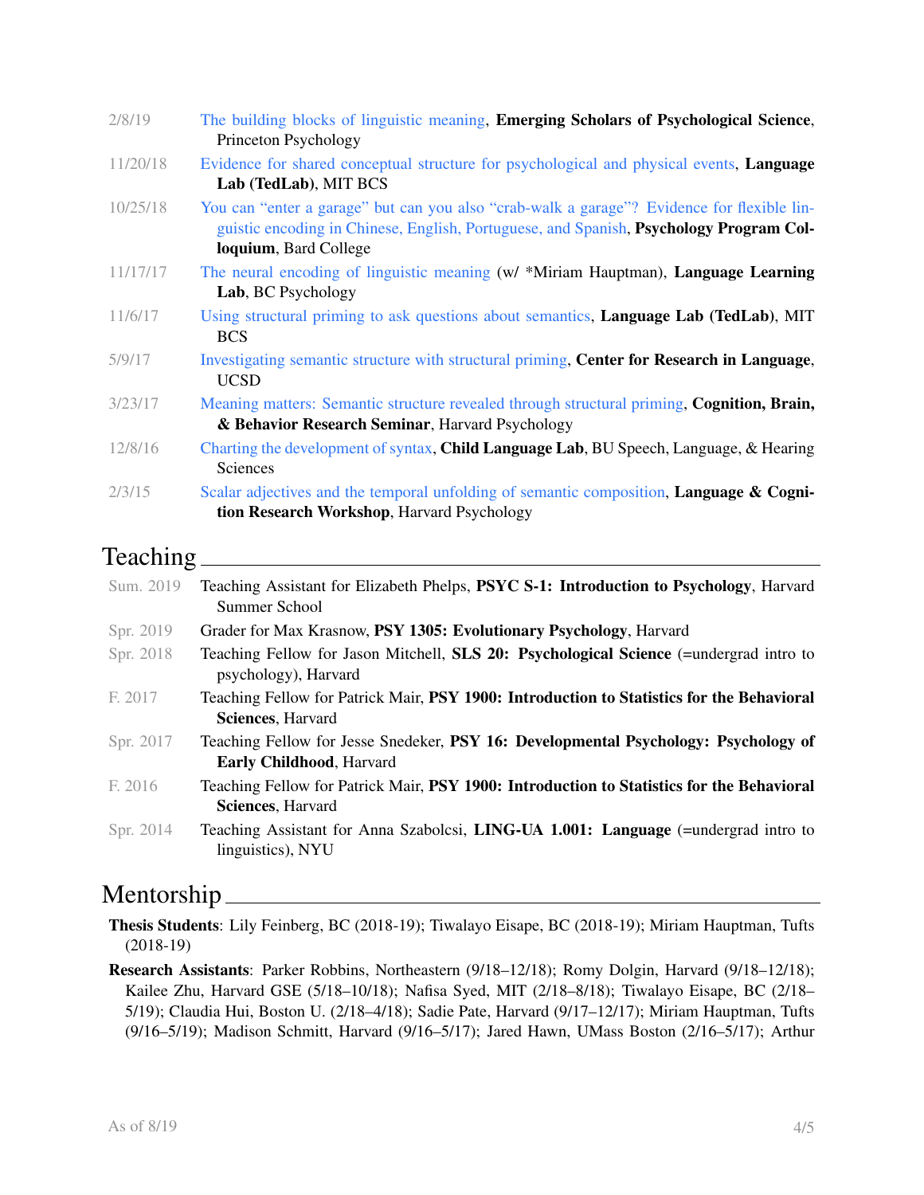| | |
|---|---|
| 2/8/19 | The building blocks of linguistic meaning, **Emerging Scholars of Psychological Science**, Princeton Psychology |
| 11/20/18 | Evidence for shared conceptual structure for psychological and physical events, **Language Lab (TedLab)**, MIT BCS |
| 10/25/18 | You can "enter a garage" but can you also "crab-walk a garage"? Evidence for flexible linguistic encoding in Chinese, English, Portuguese, and Spanish, **Psychology Program Colloquium**, Bard College |
| 11/17/17 | The neural encoding of linguistic meaning (w/ *Miriam Hauptman), **Language Learning Lab**, BC Psychology |
| 11/6/17 | Using structural priming to ask questions about semantics, **Language Lab (TedLab)**, MIT BCS |
| 5/9/17 | Investigating semantic structure with structural priming, **Center for Research in Language**, UCSD |
| 3/23/17 | Meaning matters: Semantic structure revealed through structural priming, **Cognition, Brain, & Behavior Research Seminar**, Harvard Psychology |
| 12/8/16 | Charting the development of syntax, **Child Language Lab**, BU Speech, Language, & Hearing Sciences |
| 2/3/15 | Scalar adjectives and the temporal unfolding of semantic composition, **Language & Cognition Research Workshop**, Harvard Psychology |

## Teaching

| | |
|---|---|
| Sum. 2019 | Teaching Assistant for Elizabeth Phelps, **PSYC S-1: Introduction to Psychology**, Harvard Summer School |
| Spr. 2019 | Grader for Max Krasnow, **PSY 1305: Evolutionary Psychology**, Harvard |
| Spr. 2018 | Teaching Fellow for Jason Mitchell, **SLS 20: Psychological Science** (=undergrad intro to psychology), Harvard |
| F. 2017 | Teaching Fellow for Patrick Mair, **PSY 1900: Introduction to Statistics for the Behavioral Sciences**, Harvard |
| Spr. 2017 | Teaching Fellow for Jesse Snedeker, **PSY 16: Developmental Psychology: Psychology of Early Childhood**, Harvard |
| F. 2016 | Teaching Fellow for Patrick Mair, **PSY 1900: Introduction to Statistics for the Behavioral Sciences**, Harvard |
| Spr. 2014 | Teaching Assistant for Anna Szabolcsi, **LING-UA 1.001: Language** (=undergrad intro to linguistics), NYU |

## Mentorship

**Thesis Students**: Lily Feinberg, BC (2018-19); Tiwalayo Eisape, BC (2018-19); Miriam Hauptman, Tufts (2018-19)

**Research Assistants**: Parker Robbins, Northeastern (9/18–12/18); Romy Dolgin, Harvard (9/18–12/18); Kailee Zhu, Harvard GSE (5/18–10/18); Nafisa Syed, MIT (2/18–8/18); Tiwalayo Eisape, BC (2/18–5/19); Claudia Hui, Boston U. (2/18–4/18); Sadie Pate, Harvard (9/17–12/17); Miriam Hauptman, Tufts (9/16–5/19); Madison Schmitt, Harvard (9/16–5/17); Jared Hawn, UMass Boston (2/16–5/17); Arthur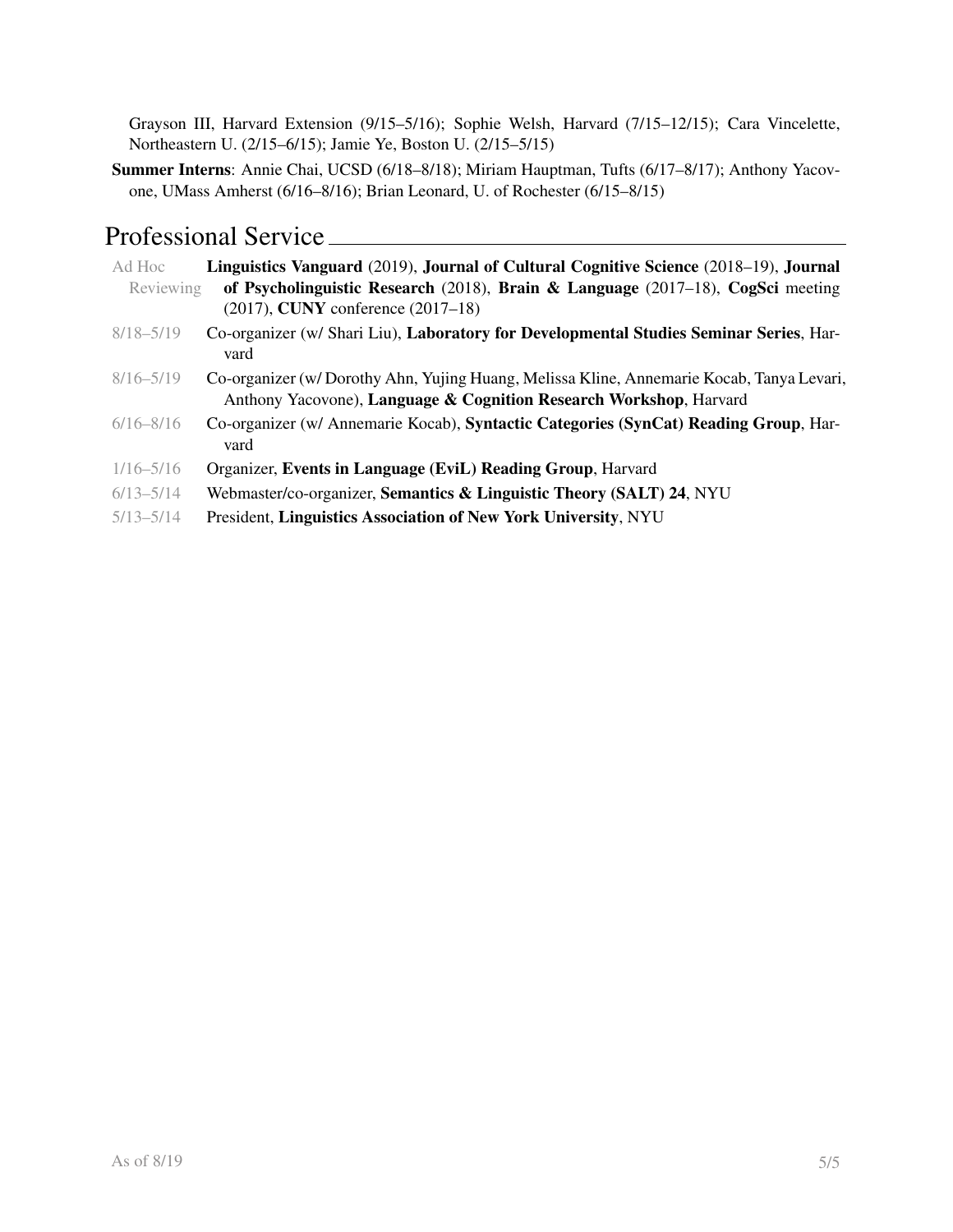Grayson III, Harvard Extension (9/15–5/16); Sophie Welsh, Harvard (7/15–12/15); Cara Vincelette, Northeastern U. (2/15–6/15); Jamie Ye, Boston U. (2/15–5/15)

**Summer Interns**: Annie Chai, UCSD (6/18–8/18); Miriam Hauptman, Tufts (6/17–8/17); Anthony Yacovone, UMass Amherst (6/16–8/16); Brian Leonard, U. of Rochester (6/15–8/15)

## Professional Service

| | |
|---|---|
| Ad Hoc Reviewing | **Linguistics Vanguard** (2019), **Journal of Cultural Cognitive Science** (2018–19), **Journal of Psycholinguistic Research** (2018), **Brain & Language** (2017–18), **CogSci** meeting (2017), **CUNY** conference (2017–18) |
| 8/18–5/19 | Co-organizer (w/ Shari Liu), **Laboratory for Developmental Studies Seminar Series**, Harvard |
| 8/16–5/19 | Co-organizer (w/ Dorothy Ahn, Yujing Huang, Melissa Kline, Annemarie Kocab, Tanya Levari, Anthony Yacovone), **Language & Cognition Research Workshop**, Harvard |
| 6/16–8/16 | Co-organizer (w/ Annemarie Kocab), **Syntactic Categories (SynCat) Reading Group**, Harvard |
| 1/16–5/16 | Organizer, **Events in Language (EviL) Reading Group**, Harvard |
| 6/13–5/14 | Webmaster/co-organizer, **Semantics & Linguistic Theory (SALT) 24**, NYU |
| 5/13–5/14 | President, **Linguistics Association of New York University**, NYU |

As of 8/19